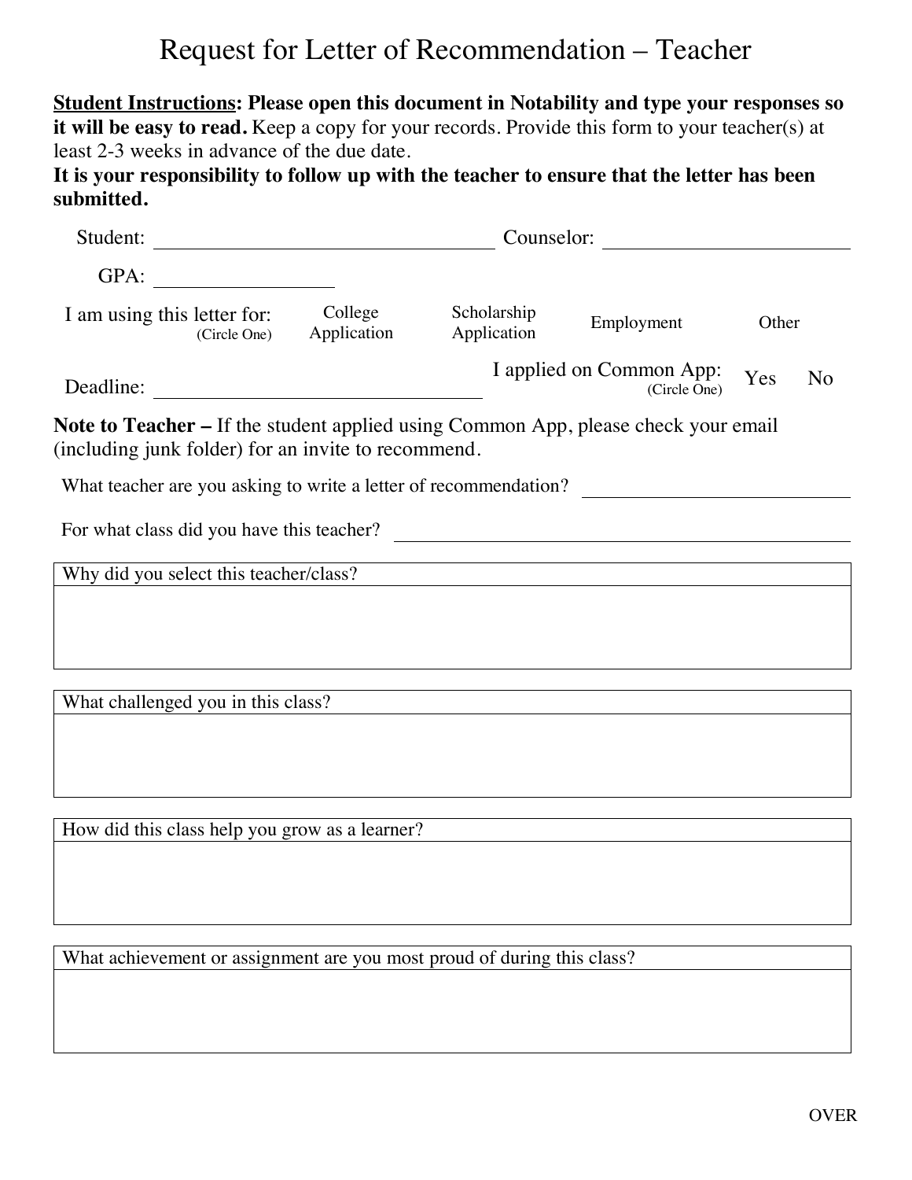# Request for Letter of Recommendation – Teacher

**Student Instructions: Please open this document in Notability and type your responses so it will be easy to read.** Keep a copy for your records. Provide this form to your teacher(s) at least 2-3 weeks in advance of the due date.

**It is your responsibility to follow up with the teacher to ensure that the letter has been submitted.**

Student: ______________________________ Counselor: ______________________

GPA: ______________

I am using this letter for: (Circle One) College Application | Scholarship Application | Employment | Other

Deadline: ______________________________ I applied on Common App: (Circle One) Yes No

**Note to Teacher –** If the student applied using Common App, please check your email (including junk folder) for an invite to recommend.

What teacher are you asking to write a letter of recommendation? ______________________

For what class did you have this teacher? ______________________________

| Why did you select this teacher/class? |
| --- |
| |

| What challenged you in this class? |
| --- |
| |

| How did this class help you grow as a learner? |
| --- |
| |

| What achievement or assignment are you most proud of during this class? |
| --- |
| |

OVER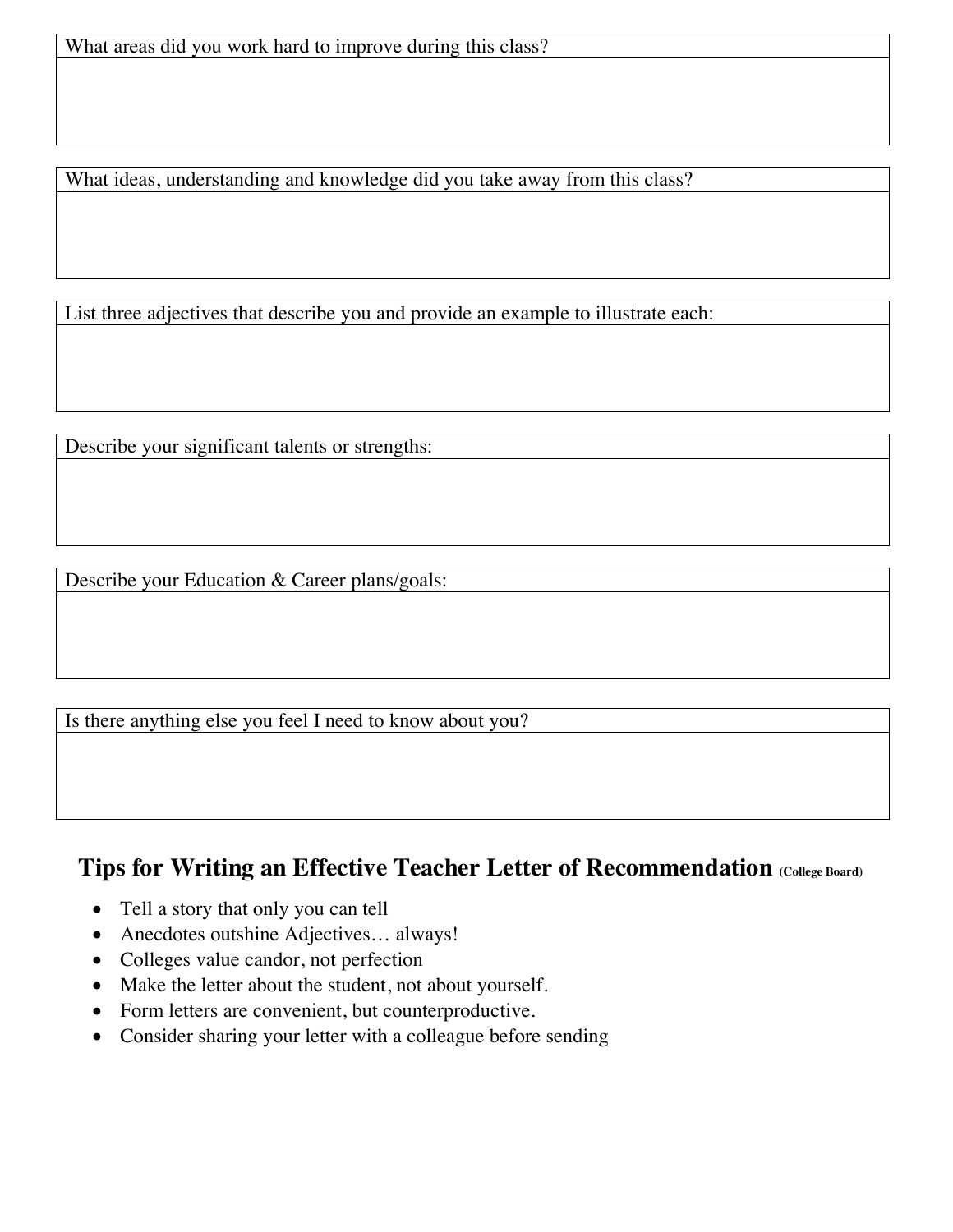| What areas did you work hard to improve during this class? |
| --- |
| |

| What ideas, understanding and knowledge did you take away from this class? |
| --- |
| |

| List three adjectives that describe you and provide an example to illustrate each: |
| --- |
| |

| Describe your significant talents or strengths: |
| --- |
| |

| Describe your Education & Career plans/goals: |
| --- |
| |

| Is there anything else you feel I need to know about you? |
| --- |
| |

## Tips for Writing an Effective Teacher Letter of Recommendation (College Board)

- Tell a story that only you can tell
- Anecdotes outshine Adjectives… always!
- Colleges value candor, not perfection
- Make the letter about the student, not about yourself.
- Form letters are convenient, but counterproductive.
- Consider sharing your letter with a colleague before sending